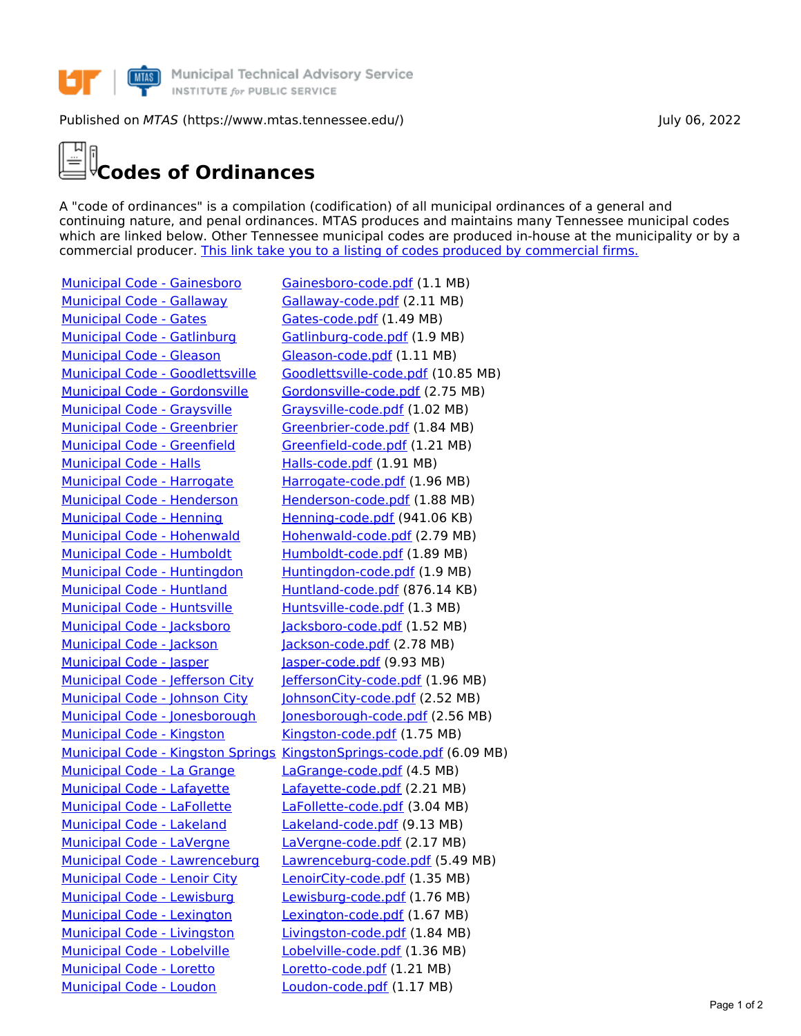Municipal Technical Advisory Service
INSTITUTE *for* PUBLIC SERVICE

Published on *MTAS* (https://www.mtas.tennessee.edu/) July 06, 2022

# Codes of Ordinances

A "code of ordinances" is a compilation (codification) of all municipal ordinances of a general and continuing nature, and penal ordinances. MTAS produces and maintains many Tennessee municipal codes which are linked below. Other Tennessee municipal codes are produced in-house at the municipality or by a commercial producer. This link take you to a listing of codes produced by commercial firms.

| | |
|---|---|
| Municipal Code - Gainesboro | Gainesboro-code.pdf (1.1 MB) |
| Municipal Code - Gallaway | Gallaway-code.pdf (2.11 MB) |
| Municipal Code - Gates | Gates-code.pdf (1.49 MB) |
| Municipal Code - Gatlinburg | Gatlinburg-code.pdf (1.9 MB) |
| Municipal Code - Gleason | Gleason-code.pdf (1.11 MB) |
| Municipal Code - Goodlettsville | Goodlettsville-code.pdf (10.85 MB) |
| Municipal Code - Gordonsville | Gordonsville-code.pdf (2.75 MB) |
| Municipal Code - Graysville | Graysville-code.pdf (1.02 MB) |
| Municipal Code - Greenbrier | Greenbrier-code.pdf (1.84 MB) |
| Municipal Code - Greenfield | Greenfield-code.pdf (1.21 MB) |
| Municipal Code - Halls | Halls-code.pdf (1.91 MB) |
| Municipal Code - Harrogate | Harrogate-code.pdf (1.96 MB) |
| Municipal Code - Henderson | Henderson-code.pdf (1.88 MB) |
| Municipal Code - Henning | Henning-code.pdf (941.06 KB) |
| Municipal Code - Hohenwald | Hohenwald-code.pdf (2.79 MB) |
| Municipal Code - Humboldt | Humboldt-code.pdf (1.89 MB) |
| Municipal Code - Huntingdon | Huntingdon-code.pdf (1.9 MB) |
| Municipal Code - Huntland | Huntland-code.pdf (876.14 KB) |
| Municipal Code - Huntsville | Huntsville-code.pdf (1.3 MB) |
| Municipal Code - Jacksboro | Jacksboro-code.pdf (1.52 MB) |
| Municipal Code - Jackson | Jackson-code.pdf (2.78 MB) |
| Municipal Code - Jasper | Jasper-code.pdf (9.93 MB) |
| Municipal Code - Jefferson City | JeffersonCity-code.pdf (1.96 MB) |
| Municipal Code - Johnson City | JohnsonCity-code.pdf (2.52 MB) |
| Municipal Code - Jonesborough | Jonesborough-code.pdf (2.56 MB) |
| Municipal Code - Kingston | Kingston-code.pdf (1.75 MB) |
| Municipal Code - Kingston Springs | KingstonSprings-code.pdf (6.09 MB) |
| Municipal Code - La Grange | LaGrange-code.pdf (4.5 MB) |
| Municipal Code - Lafayette | Lafayette-code.pdf (2.21 MB) |
| Municipal Code - LaFollette | LaFollette-code.pdf (3.04 MB) |
| Municipal Code - Lakeland | Lakeland-code.pdf (9.13 MB) |
| Municipal Code - LaVergne | LaVergne-code.pdf (2.17 MB) |
| Municipal Code - Lawrenceburg | Lawrenceburg-code.pdf (5.49 MB) |
| Municipal Code - Lenoir City | LenoirCity-code.pdf (1.35 MB) |
| Municipal Code - Lewisburg | Lewisburg-code.pdf (1.76 MB) |
| Municipal Code - Lexington | Lexington-code.pdf (1.67 MB) |
| Municipal Code - Livingston | Livingston-code.pdf (1.84 MB) |
| Municipal Code - Lobelville | Lobelville-code.pdf (1.36 MB) |
| Municipal Code - Loretto | Loretto-code.pdf (1.21 MB) |
| Municipal Code - Loudon | Loudon-code.pdf (1.17 MB) |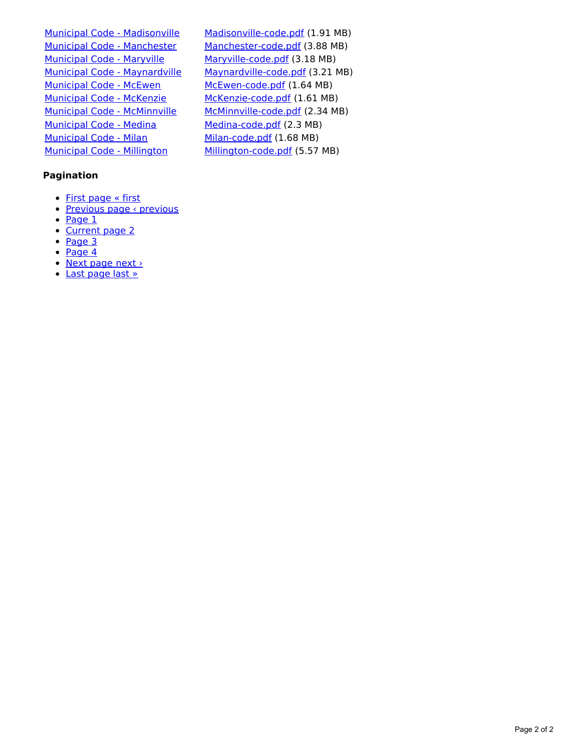| | |
|---|---|
| Municipal Code - Madisonville | Madisonville-code.pdf (1.91 MB) |
| Municipal Code - Manchester | Manchester-code.pdf (3.88 MB) |
| Municipal Code - Maryville | Maryville-code.pdf (3.18 MB) |
| Municipal Code - Maynardville | Maynardville-code.pdf (3.21 MB) |
| Municipal Code - McEwen | McEwen-code.pdf (1.64 MB) |
| Municipal Code - McKenzie | McKenzie-code.pdf (1.61 MB) |
| Municipal Code - McMinnville | McMinnville-code.pdf (2.34 MB) |
| Municipal Code - Medina | Medina-code.pdf (2.3 MB) |
| Municipal Code - Milan | Milan-code.pdf (1.68 MB) |
| Municipal Code - Millington | Millington-code.pdf (5.57 MB) |

**Pagination**

- First page « first
- Previous page ‹ previous
- Page 1
- Current page 2
- Page 3
- Page 4
- Next page next ›
- Last page last »